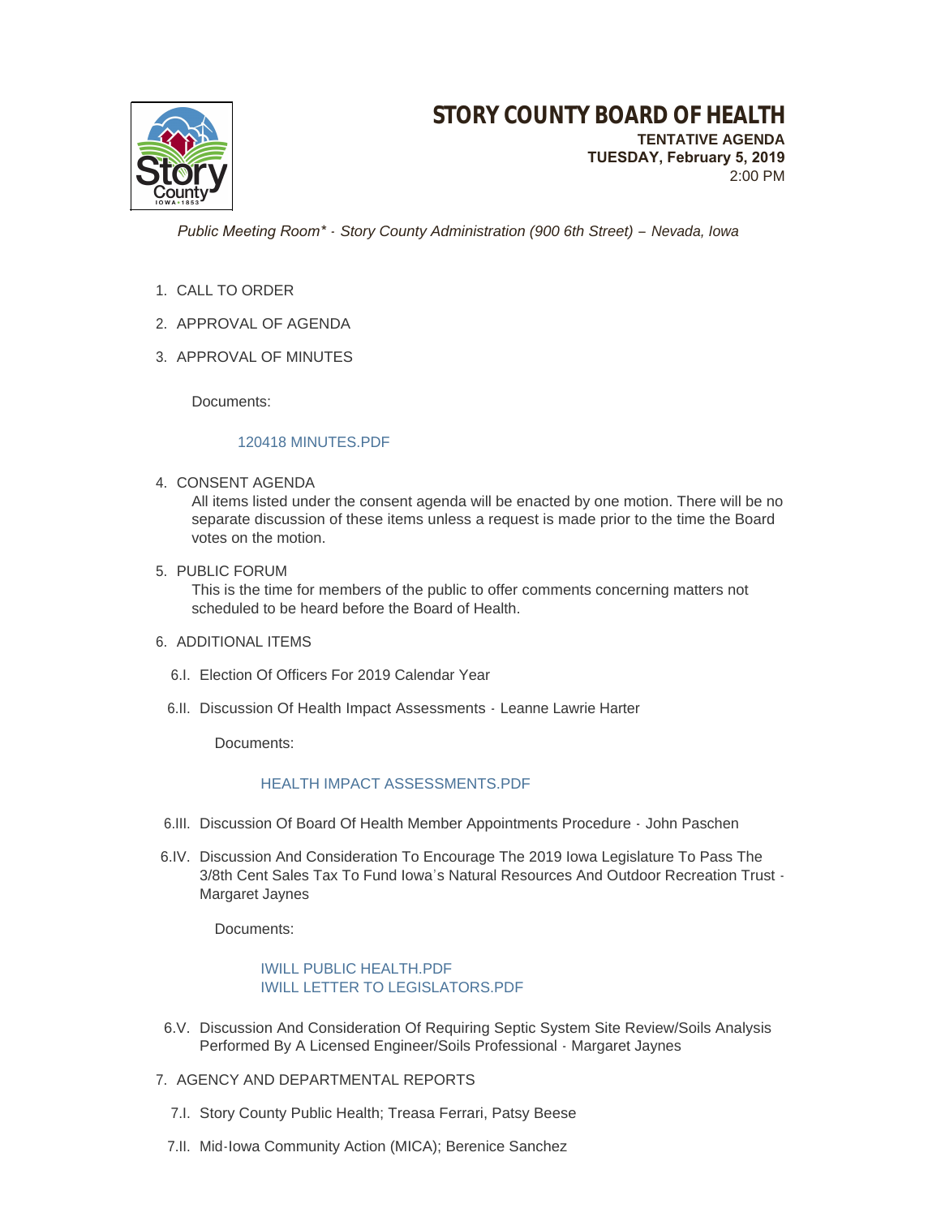# STORY COUNTY BOARD OF HEALTH

**TENTATIVE AGENDA**
**TUESDAY, February 5, 2019**
2:00 PM

*Public Meeting Room\* - Story County Administration (900 6th Street) – Nevada, Iowa*

1. CALL TO ORDER
2. APPROVAL OF AGENDA
3. APPROVAL OF MINUTES

   Documents:

   120418 MINUTES.PDF

4. CONSENT AGENDA
   All items listed under the consent agenda will be enacted by one motion. There will be no separate discussion of these items unless a request is made prior to the time the Board votes on the motion.
5. PUBLIC FORUM
   This is the time for members of the public to offer comments concerning matters not scheduled to be heard before the Board of Health.
6. ADDITIONAL ITEMS

   6.I. Election Of Officers For 2019 Calendar Year

   6.II. Discussion Of Health Impact Assessments - Leanne Lawrie Harter

   Documents:

   HEALTH IMPACT ASSESSMENTS.PDF

   6.III. Discussion Of Board Of Health Member Appointments Procedure - John Paschen

   6.IV. Discussion And Consideration To Encourage The 2019 Iowa Legislature To Pass The 3/8th Cent Sales Tax To Fund Iowa's Natural Resources And Outdoor Recreation Trust - Margaret Jaynes

   Documents:

   IWILL PUBLIC HEALTH.PDF
   IWILL LETTER TO LEGISLATORS.PDF

   6.V. Discussion And Consideration Of Requiring Septic System Site Review/Soils Analysis Performed By A Licensed Engineer/Soils Professional - Margaret Jaynes

7. AGENCY AND DEPARTMENTAL REPORTS

   7.I. Story County Public Health; Treasa Ferrari, Patsy Beese

   7.II. Mid-Iowa Community Action (MICA); Berenice Sanchez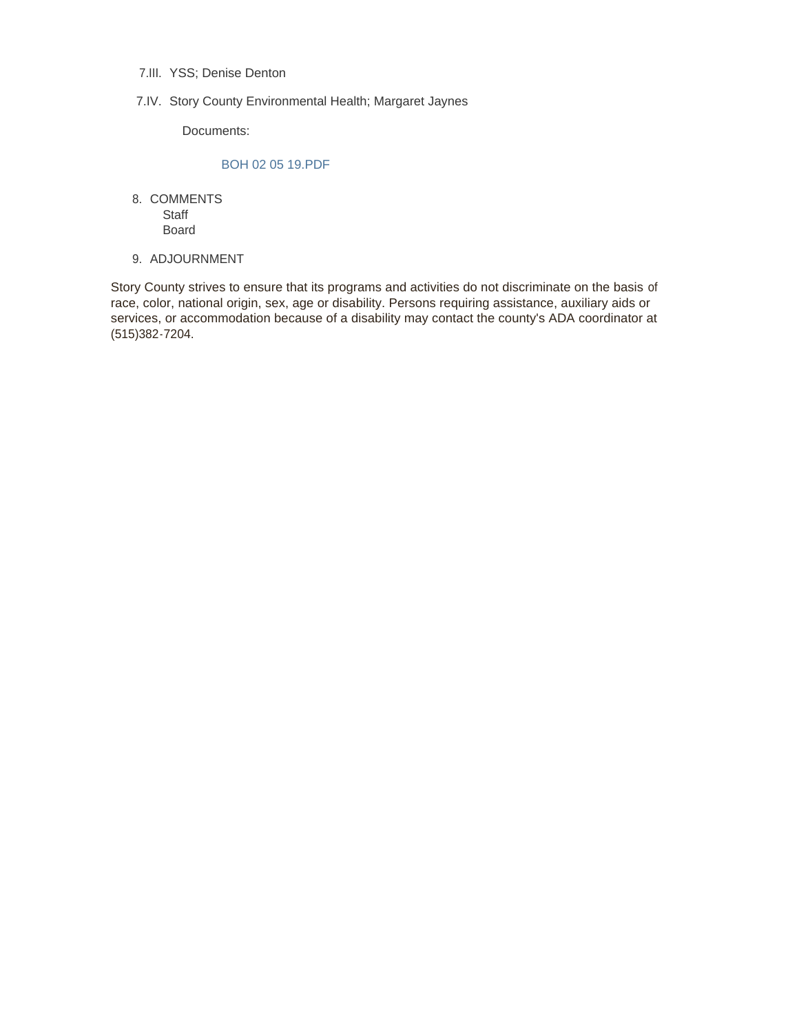7.III. YSS; Denise Denton

7.IV. Story County Environmental Health; Margaret Jaynes

Documents:

BOH 02 05 19.PDF

8. COMMENTS
   Staff
   Board

9. ADJOURNMENT

Story County strives to ensure that its programs and activities do not discriminate on the basis of race, color, national origin, sex, age or disability. Persons requiring assistance, auxiliary aids or services, or accommodation because of a disability may contact the county's ADA coordinator at (515)382-7204.